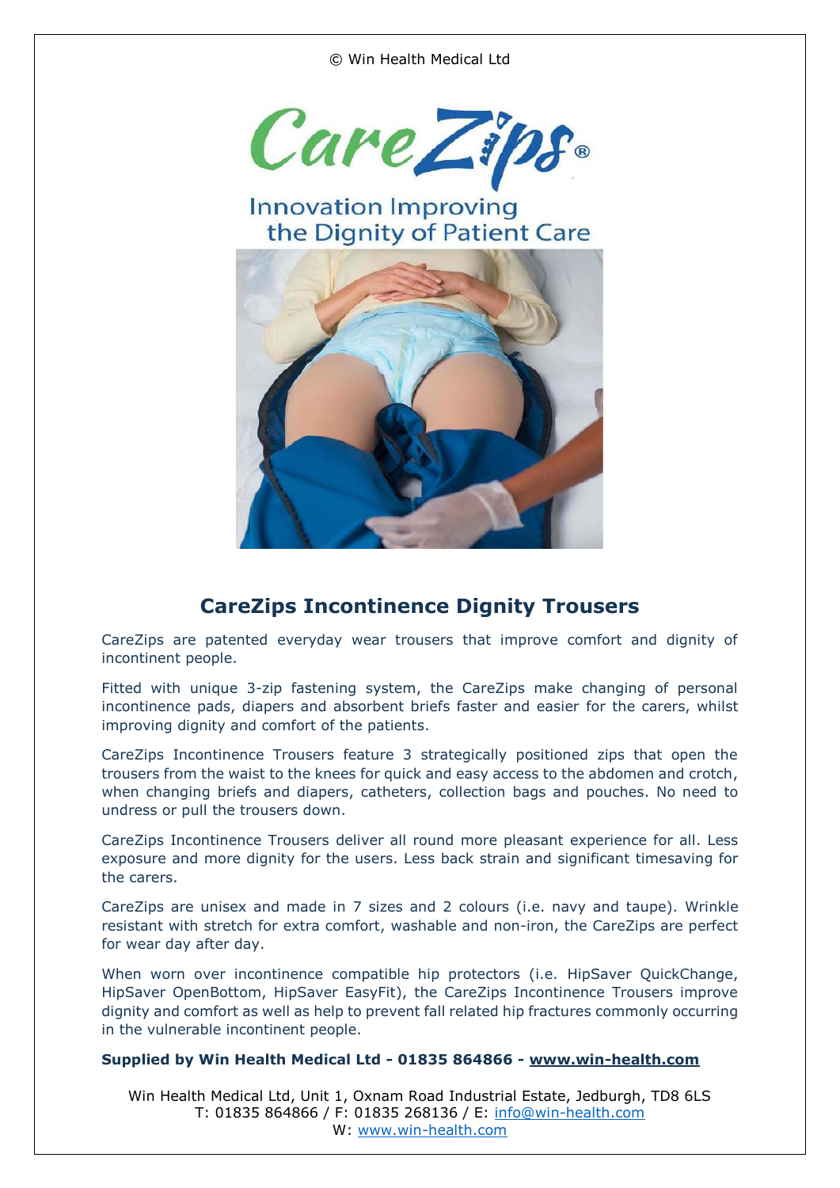© Win Health Medical Ltd

CareZips®

Innovation Improving the Dignity of Patient Care

## CareZips Incontinence Dignity Trousers

CareZips are patented everyday wear trousers that improve comfort and dignity of incontinent people.

Fitted with unique 3-zip fastening system, the CareZips make changing of personal incontinence pads, diapers and absorbent briefs faster and easier for the carers, whilst improving dignity and comfort of the patients.

CareZips Incontinence Trousers feature 3 strategically positioned zips that open the trousers from the waist to the knees for quick and easy access to the abdomen and crotch, when changing briefs and diapers, catheters, collection bags and pouches. No need to undress or pull the trousers down.

CareZips Incontinence Trousers deliver all round more pleasant experience for all. Less exposure and more dignity for the users. Less back strain and significant timesaving for the carers.

CareZips are unisex and made in 7 sizes and 2 colours (i.e. navy and taupe). Wrinkle resistant with stretch for extra comfort, washable and non-iron, the CareZips are perfect for wear day after day.

When worn over incontinence compatible hip protectors (i.e. HipSaver QuickChange, HipSaver OpenBottom, HipSaver EasyFit), the CareZips Incontinence Trousers improve dignity and comfort as well as help to prevent fall related hip fractures commonly occurring in the vulnerable incontinent people.

**Supplied by Win Health Medical Ltd - 01835 864866 - www.win-health.com**

Win Health Medical Ltd, Unit 1, Oxnam Road Industrial Estate, Jedburgh, TD8 6LS
T: 01835 864866 / F: 01835 268136 / E: info@win-health.com
W: www.win-health.com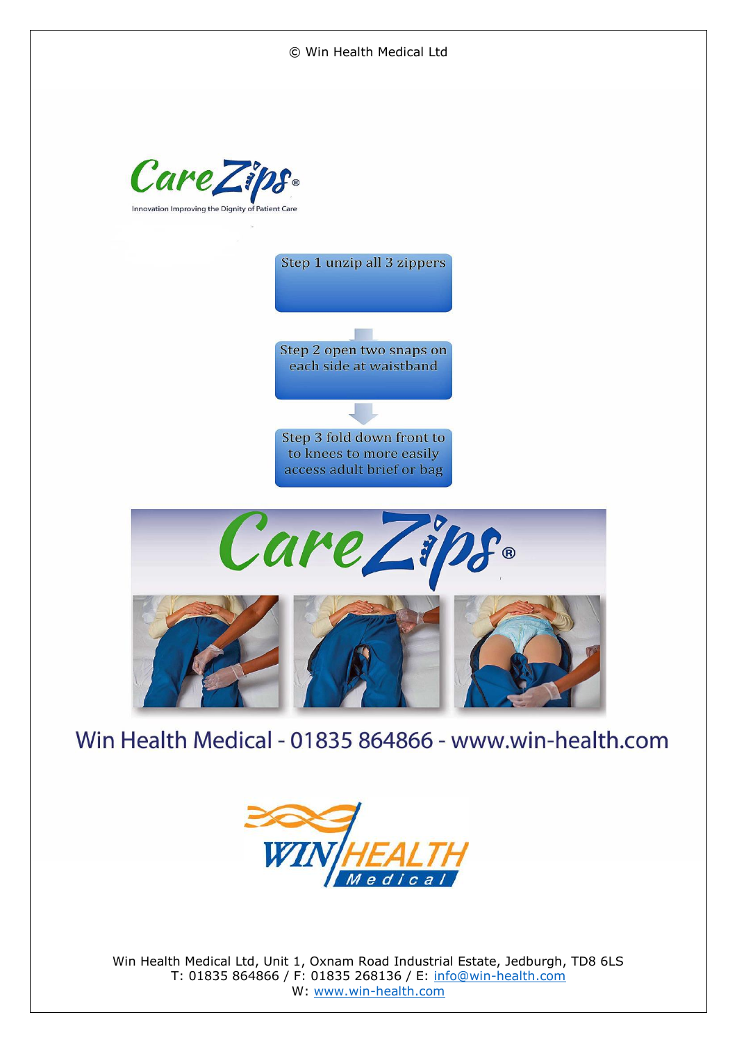© Win Health Medical Ltd

CareZips®

Innovation Improving the Dignity of Patient Care

Step 1 unzip all 3 zippers

Step 2 open two snaps on each side at waistband

Step 3 fold down front to to knees to more easily access adult brief or bag

CareZips®

Win Health Medical - 01835 864866 - www.win-health.com

WIN HEALTH Medical

Win Health Medical Ltd, Unit 1, Oxnam Road Industrial Estate, Jedburgh, TD8 6LS
T: 01835 864866 / F: 01835 268136 / E: info@win-health.com
W: www.win-health.com